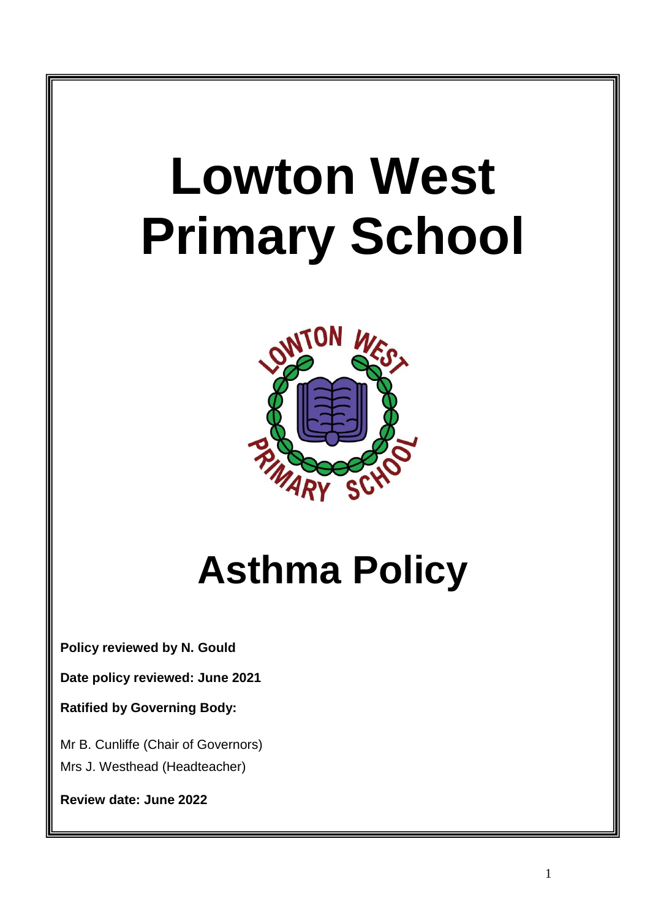# Lowton West Primary School

# Asthma Policy

**Policy reviewed by N. Gould**

**Date policy reviewed: June 2021**

**Ratified by Governing Body:**

Mr B. Cunliffe (Chair of Governors)

Mrs J. Westhead (Headteacher)

**Review date: June 2022**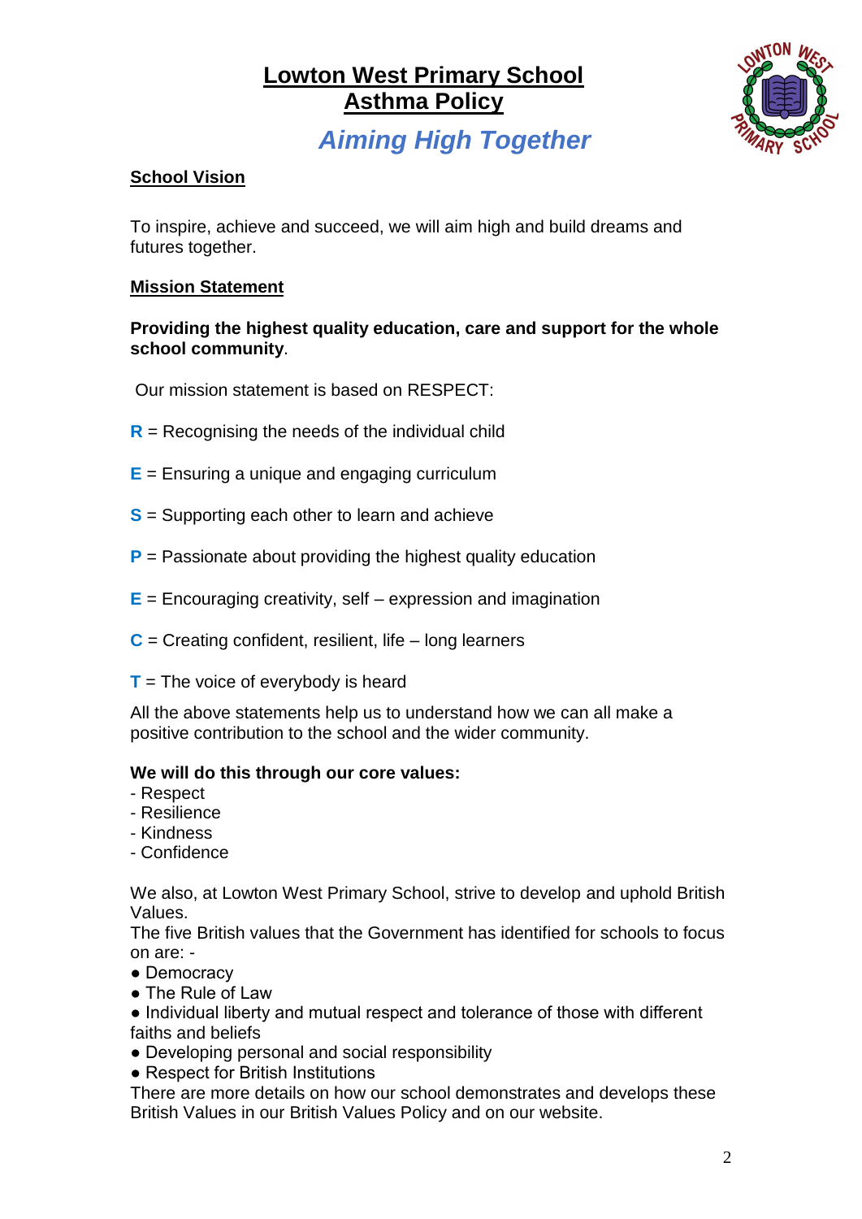# Lowton West Primary School
# Asthma Policy

## *Aiming High Together*

### School Vision

To inspire, achieve and succeed, we will aim high and build dreams and futures together.

### Mission Statement

**Providing the highest quality education, care and support for the whole school community**.

Our mission statement is based on RESPECT:

**R** = Recognising the needs of the individual child

**E** = Ensuring a unique and engaging curriculum

**S** = Supporting each other to learn and achieve

**P** = Passionate about providing the highest quality education

**E** = Encouraging creativity, self – expression and imagination

**C** = Creating confident, resilient, life – long learners

**T** = The voice of everybody is heard

All the above statements help us to understand how we can all make a positive contribution to the school and the wider community.

**We will do this through our core values:**
- Respect
- Resilience
- Kindness
- Confidence

We also, at Lowton West Primary School, strive to develop and uphold British Values.
The five British values that the Government has identified for schools to focus on are: -

- Democracy
- The Rule of Law
- Individual liberty and mutual respect and tolerance of those with different faiths and beliefs
- Developing personal and social responsibility
- Respect for British Institutions

There are more details on how our school demonstrates and develops these British Values in our British Values Policy and on our website.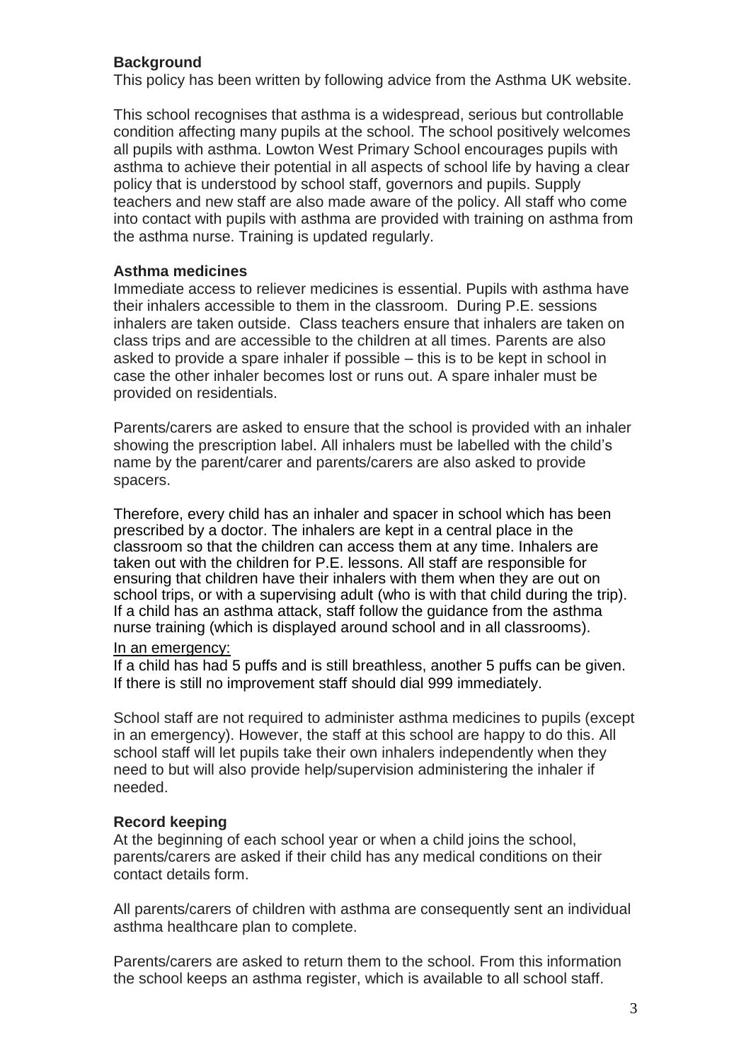### Background

This policy has been written by following advice from the Asthma UK website.

This school recognises that asthma is a widespread, serious but controllable condition affecting many pupils at the school. The school positively welcomes all pupils with asthma. Lowton West Primary School encourages pupils with asthma to achieve their potential in all aspects of school life by having a clear policy that is understood by school staff, governors and pupils. Supply teachers and new staff are also made aware of the policy. All staff who come into contact with pupils with asthma are provided with training on asthma from the asthma nurse. Training is updated regularly.

### Asthma medicines

Immediate access to reliever medicines is essential. Pupils with asthma have their inhalers accessible to them in the classroom. During P.E. sessions inhalers are taken outside. Class teachers ensure that inhalers are taken on class trips and are accessible to the children at all times. Parents are also asked to provide a spare inhaler if possible – this is to be kept in school in case the other inhaler becomes lost or runs out. A spare inhaler must be provided on residentials.

Parents/carers are asked to ensure that the school is provided with an inhaler showing the prescription label. All inhalers must be labelled with the child's name by the parent/carer and parents/carers are also asked to provide spacers.

Therefore, every child has an inhaler and spacer in school which has been prescribed by a doctor. The inhalers are kept in a central place in the classroom so that the children can access them at any time. Inhalers are taken out with the children for P.E. lessons. All staff are responsible for ensuring that children have their inhalers with them when they are out on school trips, or with a supervising adult (who is with that child during the trip). If a child has an asthma attack, staff follow the guidance from the asthma nurse training (which is displayed around school and in all classrooms).

<u>In an emergency:</u>

If a child has had 5 puffs and is still breathless, another 5 puffs can be given. If there is still no improvement staff should dial 999 immediately.

School staff are not required to administer asthma medicines to pupils (except in an emergency). However, the staff at this school are happy to do this. All school staff will let pupils take their own inhalers independently when they need to but will also provide help/supervision administering the inhaler if needed.

### Record keeping

At the beginning of each school year or when a child joins the school, parents/carers are asked if their child has any medical conditions on their contact details form.

All parents/carers of children with asthma are consequently sent an individual asthma healthcare plan to complete.

Parents/carers are asked to return them to the school. From this information the school keeps an asthma register, which is available to all school staff.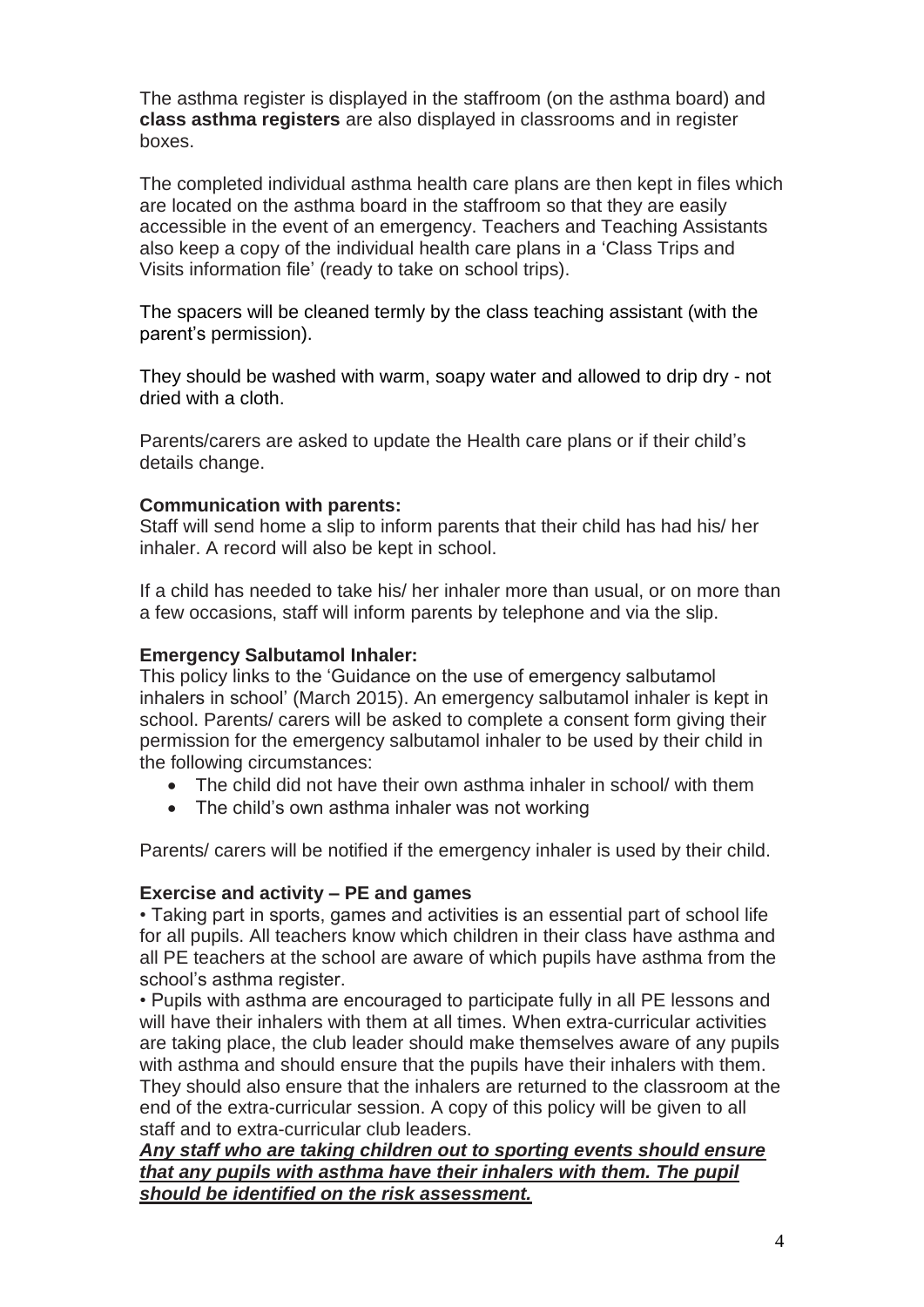The asthma register is displayed in the staffroom (on the asthma board) and **class asthma registers** are also displayed in classrooms and in register boxes.

The completed individual asthma health care plans are then kept in files which are located on the asthma board in the staffroom so that they are easily accessible in the event of an emergency. Teachers and Teaching Assistants also keep a copy of the individual health care plans in a 'Class Trips and Visits information file' (ready to take on school trips).

The spacers will be cleaned termly by the class teaching assistant (with the parent's permission).

They should be washed with warm, soapy water and allowed to drip dry - not dried with a cloth.

Parents/carers are asked to update the Health care plans or if their child's details change.

**Communication with parents:**
Staff will send home a slip to inform parents that their child has had his/ her inhaler. A record will also be kept in school.

If a child has needed to take his/ her inhaler more than usual, or on more than a few occasions, staff will inform parents by telephone and via the slip.

**Emergency Salbutamol Inhaler:**
This policy links to the 'Guidance on the use of emergency salbutamol inhalers in school' (March 2015). An emergency salbutamol inhaler is kept in school. Parents/ carers will be asked to complete a consent form giving their permission for the emergency salbutamol inhaler to be used by their child in the following circumstances:

- The child did not have their own asthma inhaler in school/ with them
- The child's own asthma inhaler was not working

Parents/ carers will be notified if the emergency inhaler is used by their child.

**Exercise and activity – PE and games**

- Taking part in sports, games and activities is an essential part of school life for all pupils. All teachers know which children in their class have asthma and all PE teachers at the school are aware of which pupils have asthma from the school's asthma register.
- Pupils with asthma are encouraged to participate fully in all PE lessons and will have their inhalers with them at all times. When extra-curricular activities are taking place, the club leader should make themselves aware of any pupils with asthma and should ensure that the pupils have their inhalers with them. They should also ensure that the inhalers are returned to the classroom at the end of the extra-curricular session. A copy of this policy will be given to all staff and to extra-curricular club leaders.

***<u>Any staff who are taking children out to sporting events should ensure that any pupils with asthma have their inhalers with them. The pupil should be identified on the risk assessment.</u>***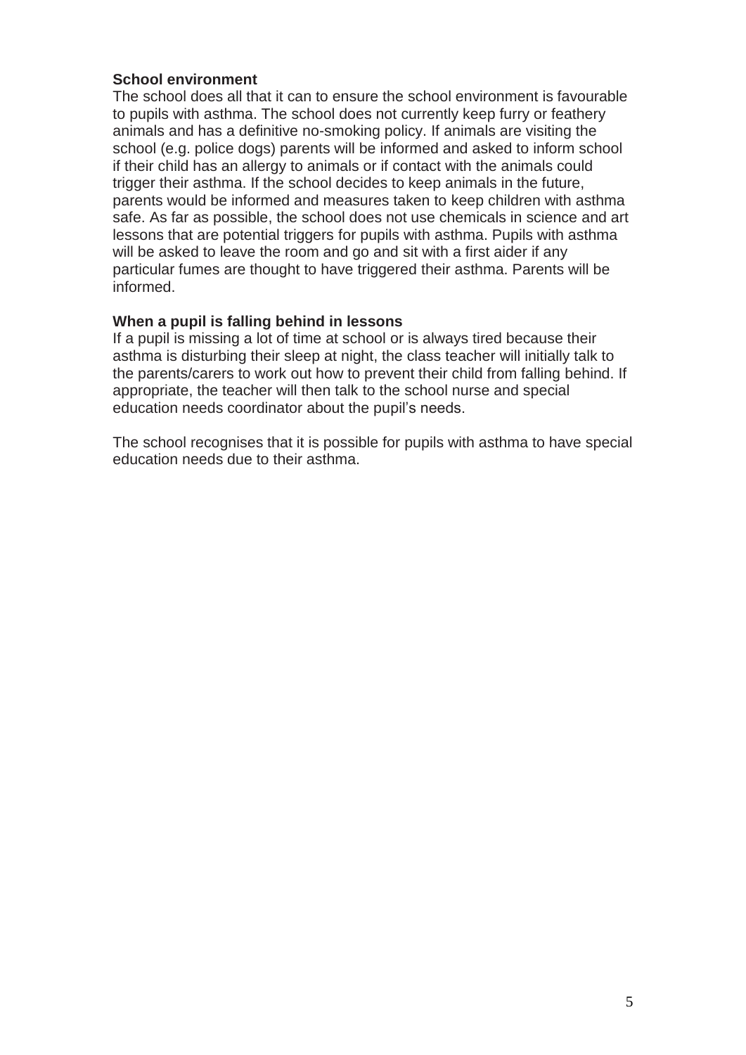**School environment**

The school does all that it can to ensure the school environment is favourable to pupils with asthma. The school does not currently keep furry or feathery animals and has a definitive no-smoking policy. If animals are visiting the school (e.g. police dogs) parents will be informed and asked to inform school if their child has an allergy to animals or if contact with the animals could trigger their asthma. If the school decides to keep animals in the future, parents would be informed and measures taken to keep children with asthma safe. As far as possible, the school does not use chemicals in science and art lessons that are potential triggers for pupils with asthma. Pupils with asthma will be asked to leave the room and go and sit with a first aider if any particular fumes are thought to have triggered their asthma. Parents will be informed.

**When a pupil is falling behind in lessons**

If a pupil is missing a lot of time at school or is always tired because their asthma is disturbing their sleep at night, the class teacher will initially talk to the parents/carers to work out how to prevent their child from falling behind. If appropriate, the teacher will then talk to the school nurse and special education needs coordinator about the pupil's needs.

The school recognises that it is possible for pupils with asthma to have special education needs due to their asthma.